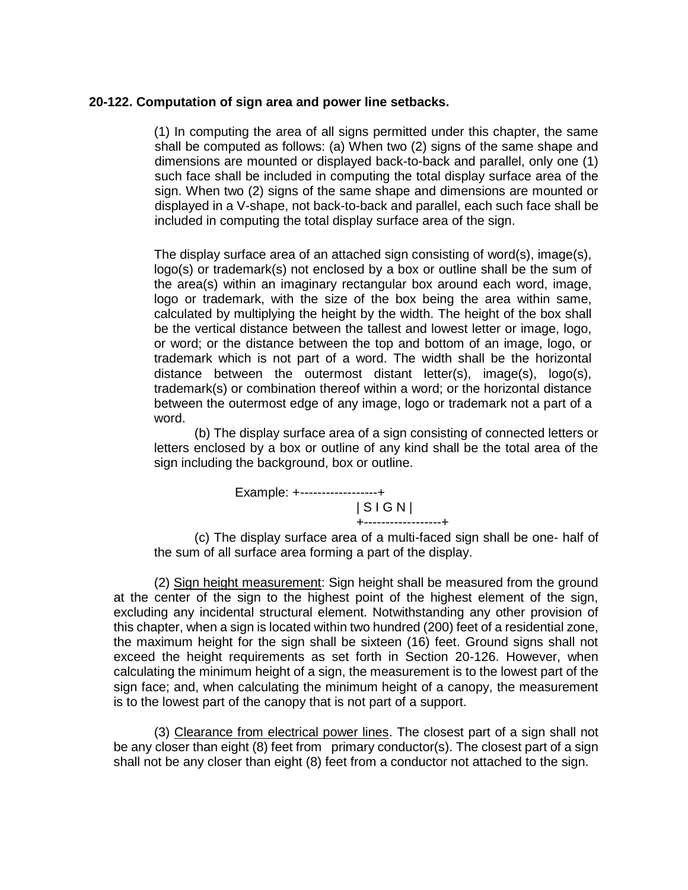**20-122. Computation of sign area and power line setbacks.**

(1) In computing the area of all signs permitted under this chapter, the same shall be computed as follows: (a) When two (2) signs of the same shape and dimensions are mounted or displayed back-to-back and parallel, only one (1) such face shall be included in computing the total display surface area of the sign. When two (2) signs of the same shape and dimensions are mounted or displayed in a V-shape, not back-to-back and parallel, each such face shall be included in computing the total display surface area of the sign.

The display surface area of an attached sign consisting of word(s), image(s), logo(s) or trademark(s) not enclosed by a box or outline shall be the sum of the area(s) within an imaginary rectangular box around each word, image, logo or trademark, with the size of the box being the area within same, calculated by multiplying the height by the width. The height of the box shall be the vertical distance between the tallest and lowest letter or image, logo, or word; or the distance between the top and bottom of an image, logo, or trademark which is not part of a word. The width shall be the horizontal distance between the outermost distant letter(s), image(s), logo(s), trademark(s) or combination thereof within a word; or the horizontal distance between the outermost edge of any image, logo or trademark not a part of a word.

(b) The display surface area of a sign consisting of connected letters or letters enclosed by a box or outline of any kind shall be the total area of the sign including the background, box or outline.

```
Example: +------------------+
         | S I G N |
         +------------------+
```

(c) The display surface area of a multi-faced sign shall be one- half of the sum of all surface area forming a part of the display.

(2) Sign height measurement: Sign height shall be measured from the ground at the center of the sign to the highest point of the highest element of the sign, excluding any incidental structural element. Notwithstanding any other provision of this chapter, when a sign is located within two hundred (200) feet of a residential zone, the maximum height for the sign shall be sixteen (16) feet. Ground signs shall not exceed the height requirements as set forth in Section 20-126. However, when calculating the minimum height of a sign, the measurement is to the lowest part of the sign face; and, when calculating the minimum height of a canopy, the measurement is to the lowest part of the canopy that is not part of a support.

(3) Clearance from electrical power lines. The closest part of a sign shall not be any closer than eight (8) feet from primary conductor(s). The closest part of a sign shall not be any closer than eight (8) feet from a conductor not attached to the sign.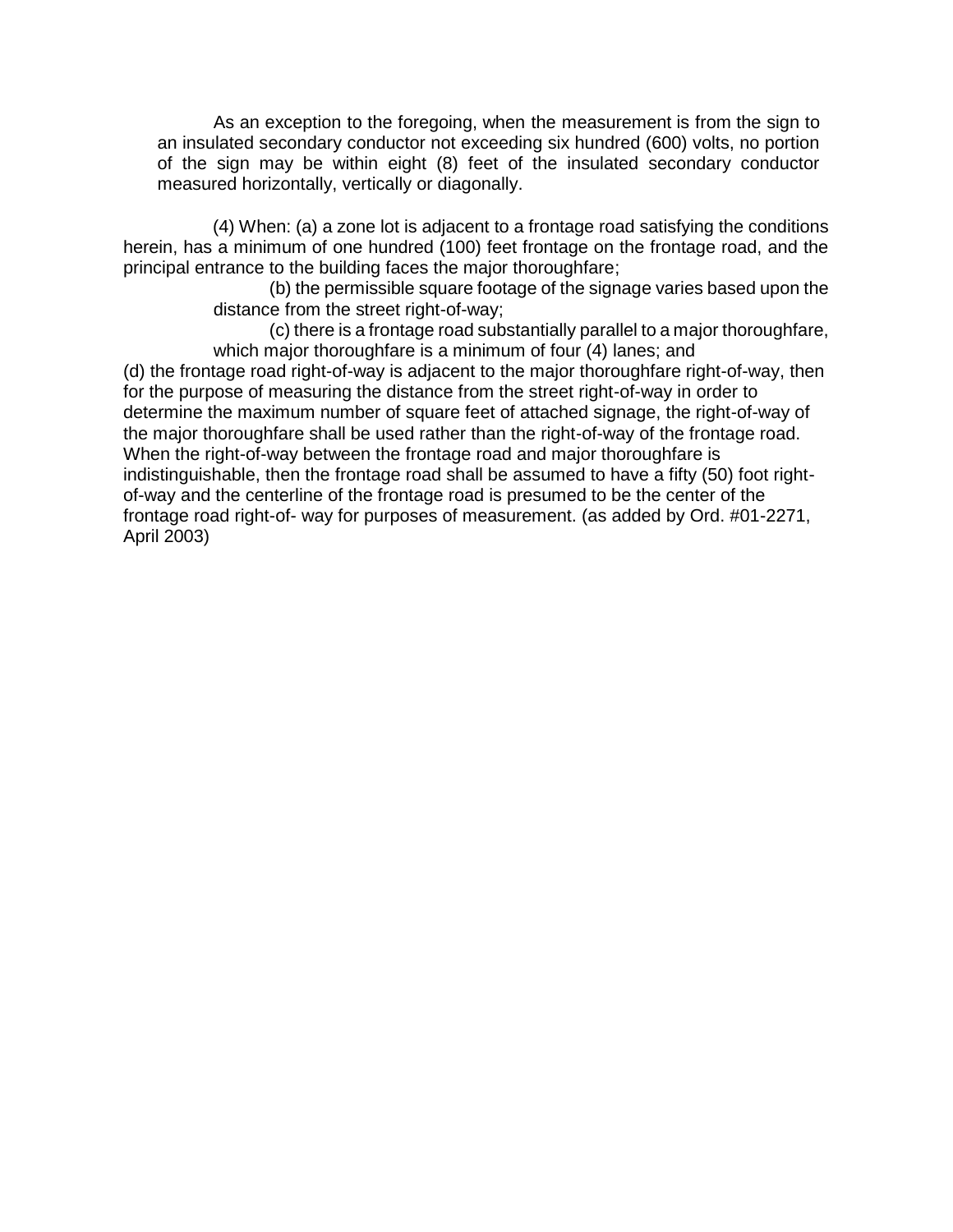As an exception to the foregoing, when the measurement is from the sign to an insulated secondary conductor not exceeding six hundred (600) volts, no portion of the sign may be within eight (8) feet of the insulated secondary conductor measured horizontally, vertically or diagonally.

(4) When: (a) a zone lot is adjacent to a frontage road satisfying the conditions herein, has a minimum of one hundred (100) feet frontage on the frontage road, and the principal entrance to the building faces the major thoroughfare;

(b) the permissible square footage of the signage varies based upon the distance from the street right-of-way;

(c) there is a frontage road substantially parallel to a major thoroughfare, which major thoroughfare is a minimum of four (4) lanes; and

(d) the frontage road right-of-way is adjacent to the major thoroughfare right-of-way, then for the purpose of measuring the distance from the street right-of-way in order to determine the maximum number of square feet of attached signage, the right-of-way of the major thoroughfare shall be used rather than the right-of-way of the frontage road. When the right-of-way between the frontage road and major thoroughfare is indistinguishable, then the frontage road shall be assumed to have a fifty (50) foot right-of-way and the centerline of the frontage road is presumed to be the center of the frontage road right-of- way for purposes of measurement. (as added by Ord. #01-2271, April 2003)